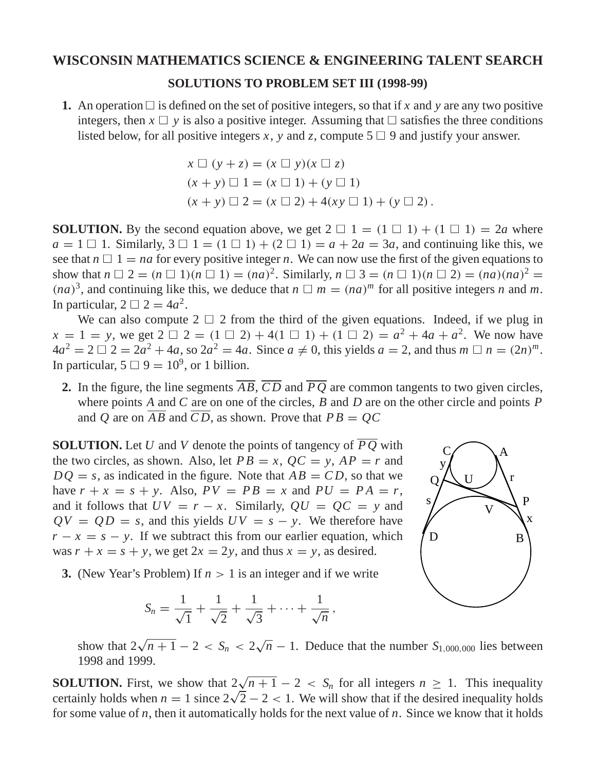# WISCONSIN MATHEMATICS SCIENCE & ENGINEERING TALENT SEARCH

## SOLUTIONS TO PROBLEM SET III (1998-99)

**1.** An operation $\square$ is defined on the set of positive integers, so that if $x$ and $y$ are any two positive integers, then $x \square y$ is also a positive integer. Assuming that $\square$ satisfies the three conditions listed below, for all positive integers $x$, $y$ and $z$, compute $5 \square 9$ and justify your answer.

$$x \square (y+z) = (x \square y)(x \square z)$$
$$(x+y) \square 1 = (x \square 1) + (y \square 1)$$
$$(x+y) \square 2 = (x \square 2) + 4(xy \square 1) + (y \square 2)\,.$$

**SOLUTION.** By the second equation above, we get $2 \square 1 = (1 \square 1) + (1 \square 1) = 2a$ where $a = 1 \square 1$. Similarly, $3 \square 1 = (1 \square 1) + (2 \square 1) = a + 2a = 3a$, and continuing like this, we see that $n \square 1 = na$ for every positive integer $n$. We can now use the first of the given equations to show that $n \square 2 = (n \square 1)(n \square 1) = (na)^2$. Similarly, $n \square 3 = (n \square 1)(n \square 2) = (na)(na)^2 = (na)^3$, and continuing like this, we deduce that $n \square m = (na)^m$ for all positive integers $n$ and $m$. In particular, $2 \square 2 = 4a^2$.

We can also compute $2 \square 2$ from the third of the given equations. Indeed, if we plug in $x = 1 = y$, we get $2 \square 2 = (1 \square 2) + 4(1 \square 1) + (1 \square 2) = a^2 + 4a + a^2$. We now have $4a^2 = 2 \square 2 = 2a^2 + 4a$, so $2a^2 = 4a$. Since $a \neq 0$, this yields $a = 2$, and thus $m \square n = (2n)^m$. In particular, $5 \square 9 = 10^9$, or 1 billion.

**2.** In the figure, the line segments $\overline{AB}$, $\overline{CD}$ and $\overline{PQ}$ are common tangents to two given circles, where points $A$ and $C$ are on one of the circles, $B$ and $D$ are on the other circle and points $P$ and $Q$ are on $\overline{AB}$ and $\overline{CD}$, as shown. Prove that $PB = QC$

**SOLUTION.** Let $U$ and $V$ denote the points of tangency of $\overline{PQ}$ with the two circles, as shown. Also, let $PB = x$, $QC = y$, $AP = r$ and $DQ = s$, as indicated in the figure. Note that $AB = CD$, so that we have $r + x = s + y$. Also, $PV = PB = x$ and $PU = PA = r$, and it follows that $UV = r - x$. Similarly, $QU = QC = y$ and $QV = QD = s$, and this yields $UV = s - y$. We therefore have $r - x = s - y$. If we subtract this from our earlier equation, which was $r + x = s + y$, we get $2x = 2y$, and thus $x = y$, as desired.

**3.** (New Year's Problem) If $n > 1$ is an integer and if we write

$$S_n = \frac{1}{\sqrt{1}} + \frac{1}{\sqrt{2}} + \frac{1}{\sqrt{3}} + \cdots + \frac{1}{\sqrt{n}}\,,$$

show that $2\sqrt{n+1} - 2 < S_n < 2\sqrt{n} - 1$. Deduce that the number $S_{1,000,000}$ lies between 1998 and 1999.

**SOLUTION.** First, we show that $2\sqrt{n+1} - 2 < S_n$ for all integers $n \geq 1$. This inequality certainly holds when $n = 1$ since $2\sqrt{2} - 2 < 1$. We will show that if the desired inequality holds for some value of $n$, then it automatically holds for the next value of $n$. Since we know that it holds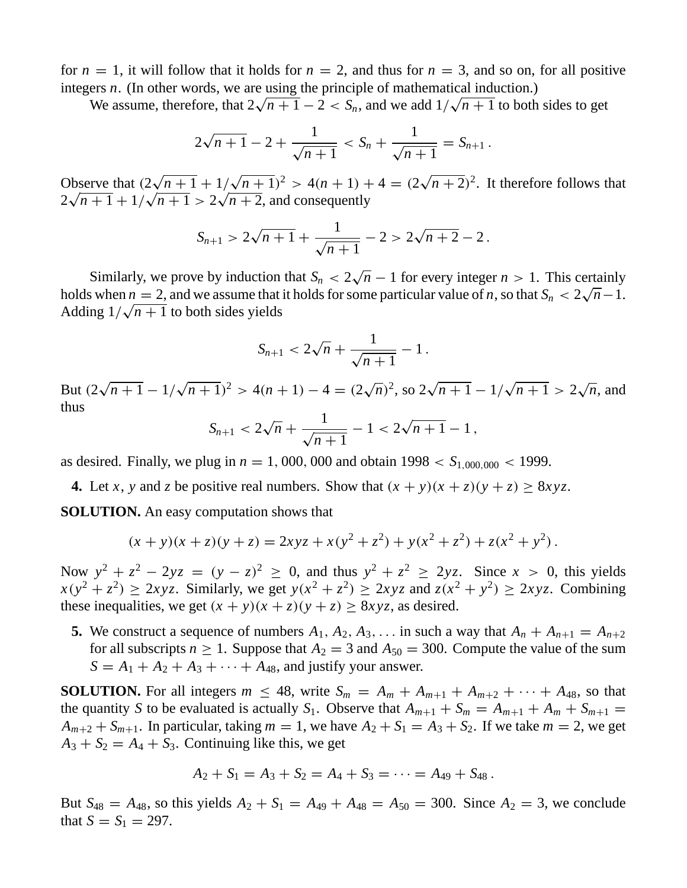for $n = 1$, it will follow that it holds for $n = 2$, and thus for $n = 3$, and so on, for all positive integers $n$. (In other words, we are using the principle of mathematical induction.)

We assume, therefore, that $2\sqrt{n+1} - 2 < S_n$, and we add $1/\sqrt{n+1}$ to both sides to get

$$2\sqrt{n+1} - 2 + \frac{1}{\sqrt{n+1}} < S_n + \frac{1}{\sqrt{n+1}} = S_{n+1}\,.$$

Observe that $(2\sqrt{n+1} + 1/\sqrt{n+1})^2 > 4(n+1) + 4 = (2\sqrt{n+2})^2$. It therefore follows that $2\sqrt{n+1} + 1/\sqrt{n+1} > 2\sqrt{n+2}$, and consequently

$$S_{n+1} > 2\sqrt{n+1} + \frac{1}{\sqrt{n+1}} - 2 > 2\sqrt{n+2} - 2\,.$$

Similarly, we prove by induction that $S_n < 2\sqrt{n} - 1$ for every integer $n > 1$. This certainly holds when $n = 2$, and we assume that it holds for some particular value of $n$, so that $S_n < 2\sqrt{n} - 1$. Adding $1/\sqrt{n+1}$ to both sides yields

$$S_{n+1} < 2\sqrt{n} + \frac{1}{\sqrt{n+1}} - 1\,.$$

But $(2\sqrt{n+1} - 1/\sqrt{n+1})^2 > 4(n+1) - 4 = (2\sqrt{n})^2$, so $2\sqrt{n+1} - 1/\sqrt{n+1} > 2\sqrt{n}$, and thus

$$S_{n+1} < 2\sqrt{n} + \frac{1}{\sqrt{n+1}} - 1 < 2\sqrt{n+1} - 1\,,$$

as desired. Finally, we plug in $n = 1,000,000$ and obtain $1998 < S_{1,000,000} < 1999$.

**4.** Let $x$, $y$ and $z$ be positive real numbers. Show that $(x+y)(x+z)(y+z) \geq 8xyz$.

**SOLUTION.** An easy computation shows that

$$(x+y)(x+z)(y+z) = 2xyz + x(y^2+z^2) + y(x^2+z^2) + z(x^2+y^2)\,.$$

Now $y^2 + z^2 - 2yz = (y-z)^2 \geq 0$, and thus $y^2 + z^2 \geq 2yz$. Since $x > 0$, this yields $x(y^2+z^2) \geq 2xyz$. Similarly, we get $y(x^2+z^2) \geq 2xyz$ and $z(x^2+y^2) \geq 2xyz$. Combining these inequalities, we get $(x+y)(x+z)(y+z) \geq 8xyz$, as desired.

**5.** We construct a sequence of numbers $A_1, A_2, A_3, \ldots$ in such a way that $A_n + A_{n+1} = A_{n+2}$ for all subscripts $n \geq 1$. Suppose that $A_2 = 3$ and $A_{50} = 300$. Compute the value of the sum $S = A_1 + A_2 + A_3 + \cdots + A_{48}$, and justify your answer.

**SOLUTION.** For all integers $m \leq 48$, write $S_m = A_m + A_{m+1} + A_{m+2} + \cdots + A_{48}$, so that the quantity $S$ to be evaluated is actually $S_1$. Observe that $A_{m+1} + S_m = A_{m+1} + A_m + S_{m+1} = A_{m+2} + S_{m+1}$. In particular, taking $m = 1$, we have $A_2 + S_1 = A_3 + S_2$. If we take $m = 2$, we get $A_3 + S_2 = A_4 + S_3$. Continuing like this, we get

$$A_2 + S_1 = A_3 + S_2 = A_4 + S_3 = \cdots = A_{49} + S_{48}\,.$$

But $S_{48} = A_{48}$, so this yields $A_2 + S_1 = A_{49} + A_{48} = A_{50} = 300$. Since $A_2 = 3$, we conclude that $S = S_1 = 297$.